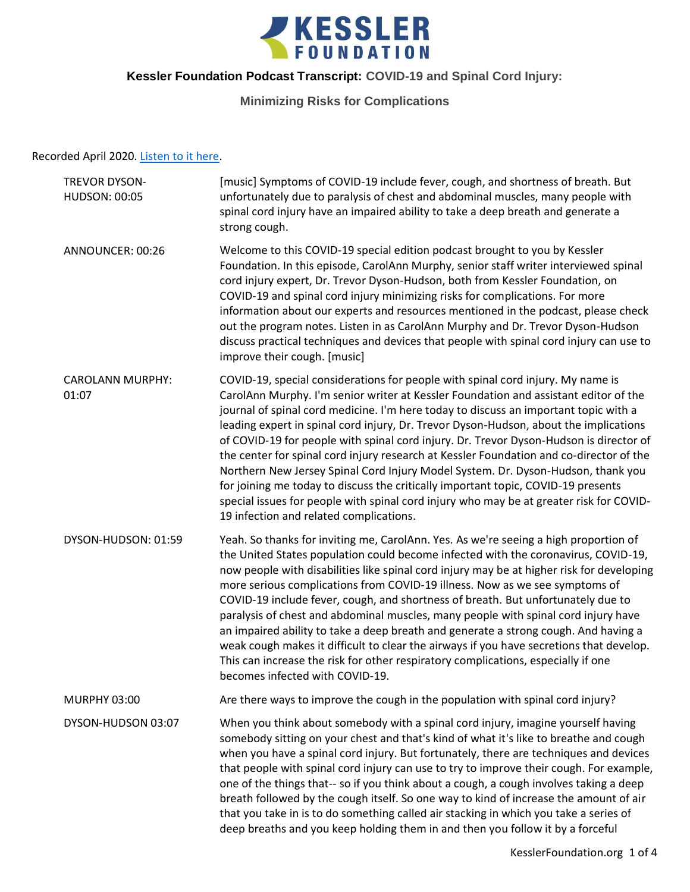# Kessler Foundation

**Kessler Foundation Podcast Transcript: COVID-19 and Spinal Cord Injury: Minimizing Risks for Complications**

Recorded April 2020. [Listen to it here](#).

**TREVOR DYSON-HUDSON: 00:05**
[music] Symptoms of COVID-19 include fever, cough, and shortness of breath. But unfortunately due to paralysis of chest and abdominal muscles, many people with spinal cord injury have an impaired ability to take a deep breath and generate a strong cough.

**ANNOUNCER: 00:26**
Welcome to this COVID-19 special edition podcast brought to you by Kessler Foundation. In this episode, CarolAnn Murphy, senior staff writer interviewed spinal cord injury expert, Dr. Trevor Dyson-Hudson, both from Kessler Foundation, on COVID-19 and spinal cord injury minimizing risks for complications. For more information about our experts and resources mentioned in the podcast, please check out the program notes. Listen in as CarolAnn Murphy and Dr. Trevor Dyson-Hudson discuss practical techniques and devices that people with spinal cord injury can use to improve their cough. [music]

**CAROLANN MURPHY: 01:07**
COVID-19, special considerations for people with spinal cord injury. My name is CarolAnn Murphy. I'm senior writer at Kessler Foundation and assistant editor of the journal of spinal cord medicine. I'm here today to discuss an important topic with a leading expert in spinal cord injury, Dr. Trevor Dyson-Hudson, about the implications of COVID-19 for people with spinal cord injury. Dr. Trevor Dyson-Hudson is director of the center for spinal cord injury research at Kessler Foundation and co-director of the Northern New Jersey Spinal Cord Injury Model System. Dr. Dyson-Hudson, thank you for joining me today to discuss the critically important topic, COVID-19 presents special issues for people with spinal cord injury who may be at greater risk for COVID-19 infection and related complications.

**DYSON-HUDSON: 01:59**
Yeah. So thanks for inviting me, CarolAnn. Yes. As we're seeing a high proportion of the United States population could become infected with the coronavirus, COVID-19, now people with disabilities like spinal cord injury may be at higher risk for developing more serious complications from COVID-19 illness. Now as we see symptoms of COVID-19 include fever, cough, and shortness of breath. But unfortunately due to paralysis of chest and abdominal muscles, many people with spinal cord injury have an impaired ability to take a deep breath and generate a strong cough. And having a weak cough makes it difficult to clear the airways if you have secretions that develop. This can increase the risk for other respiratory complications, especially if one becomes infected with COVID-19.

**MURPHY 03:00**
Are there ways to improve the cough in the population with spinal cord injury?

**DYSON-HUDSON 03:07**
When you think about somebody with a spinal cord injury, imagine yourself having somebody sitting on your chest and that's kind of what it's like to breathe and cough when you have a spinal cord injury. But fortunately, there are techniques and devices that people with spinal cord injury can use to try to improve their cough. For example, one of the things that-- so if you think about a cough, a cough involves taking a deep breath followed by the cough itself. So one way to kind of increase the amount of air that you take in is to do something called air stacking in which you take a series of deep breaths and you keep holding them in and then you follow it by a forceful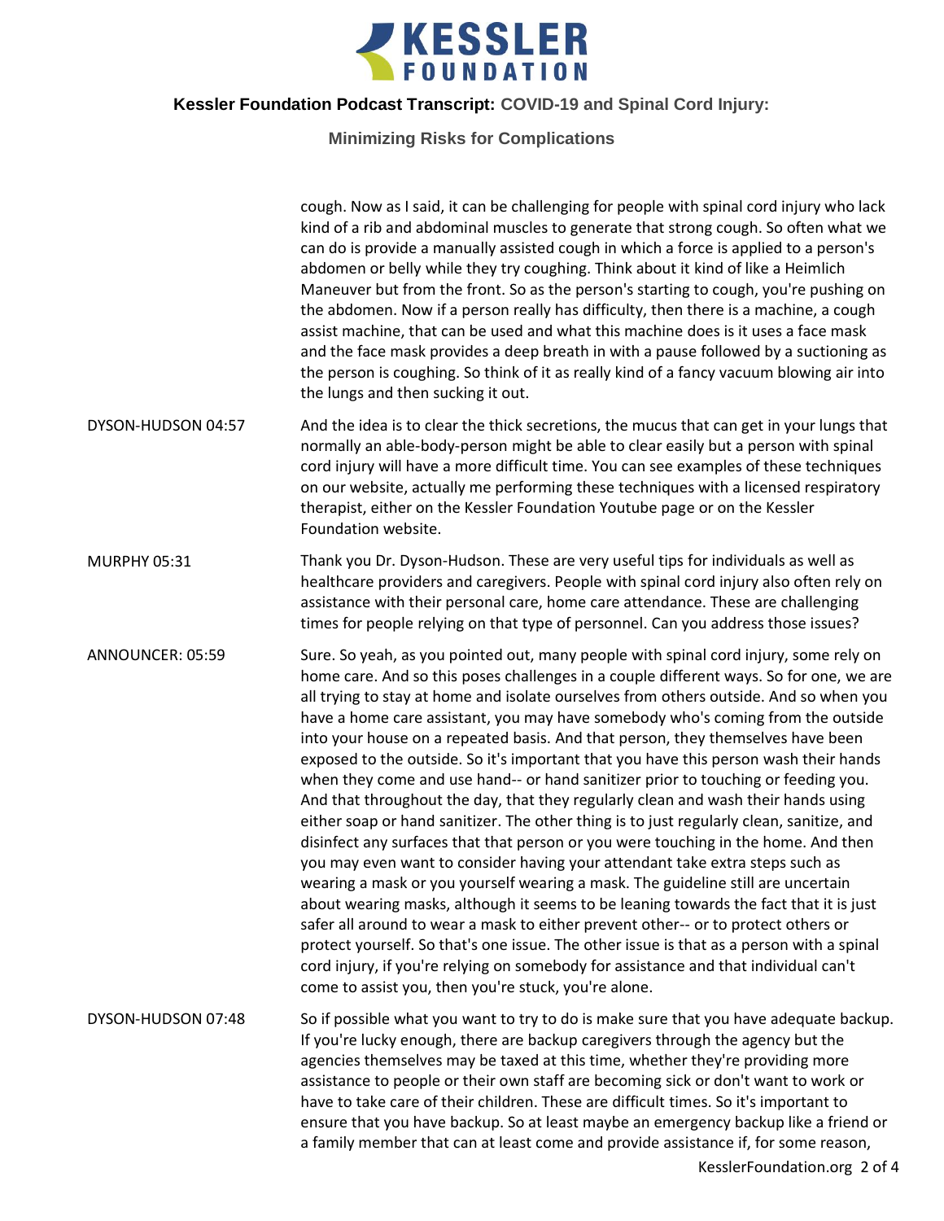cough. Now as I said, it can be challenging for people with spinal cord injury who lack kind of a rib and abdominal muscles to generate that strong cough. So often what we can do is provide a manually assisted cough in which a force is applied to a person's abdomen or belly while they try coughing. Think about it kind of like a Heimlich Maneuver but from the front. So as the person's starting to cough, you're pushing on the abdomen. Now if a person really has difficulty, then there is a machine, a cough assist machine, that can be used and what this machine does is it uses a face mask and the face mask provides a deep breath in with a pause followed by a suctioning as the person is coughing. So think of it as really kind of a fancy vacuum blowing air into the lungs and then sucking it out.

DYSON-HUDSON 04:57 — And the idea is to clear the thick secretions, the mucus that can get in your lungs that normally an able-body-person might be able to clear easily but a person with spinal cord injury will have a more difficult time. You can see examples of these techniques on our website, actually me performing these techniques with a licensed respiratory therapist, either on the Kessler Foundation Youtube page or on the Kessler Foundation website.

MURPHY 05:31 — Thank you Dr. Dyson-Hudson. These are very useful tips for individuals as well as healthcare providers and caregivers. People with spinal cord injury also often rely on assistance with their personal care, home care attendance. These are challenging times for people relying on that type of personnel. Can you address those issues?

ANNOUNCER: 05:59 — Sure. So yeah, as you pointed out, many people with spinal cord injury, some rely on home care. And so this poses challenges in a couple different ways. So for one, we are all trying to stay at home and isolate ourselves from others outside. And so when you have a home care assistant, you may have somebody who's coming from the outside into your house on a repeated basis. And that person, they themselves have been exposed to the outside. So it's important that you have this person wash their hands when they come and use hand-- or hand sanitizer prior to touching or feeding you. And that throughout the day, that they regularly clean and wash their hands using either soap or hand sanitizer. The other thing is to just regularly clean, sanitize, and disinfect any surfaces that that person or you were touching in the home. And then you may even want to consider having your attendant take extra steps such as wearing a mask or you yourself wearing a mask. The guideline still are uncertain about wearing masks, although it seems to be leaning towards the fact that it is just safer all around to wear a mask to either prevent other-- or to protect others or protect yourself. So that's one issue. The other issue is that as a person with a spinal cord injury, if you're relying on somebody for assistance and that individual can't come to assist you, then you're stuck, you're alone.

DYSON-HUDSON 07:48 — So if possible what you want to try to do is make sure that you have adequate backup. If you're lucky enough, there are backup caregivers through the agency but the agencies themselves may be taxed at this time, whether they're providing more assistance to people or their own staff are becoming sick or don't want to work or have to take care of their children. These are difficult times. So it's important to ensure that you have backup. So at least maybe an emergency backup like a friend or a family member that can at least come and provide assistance if, for some reason,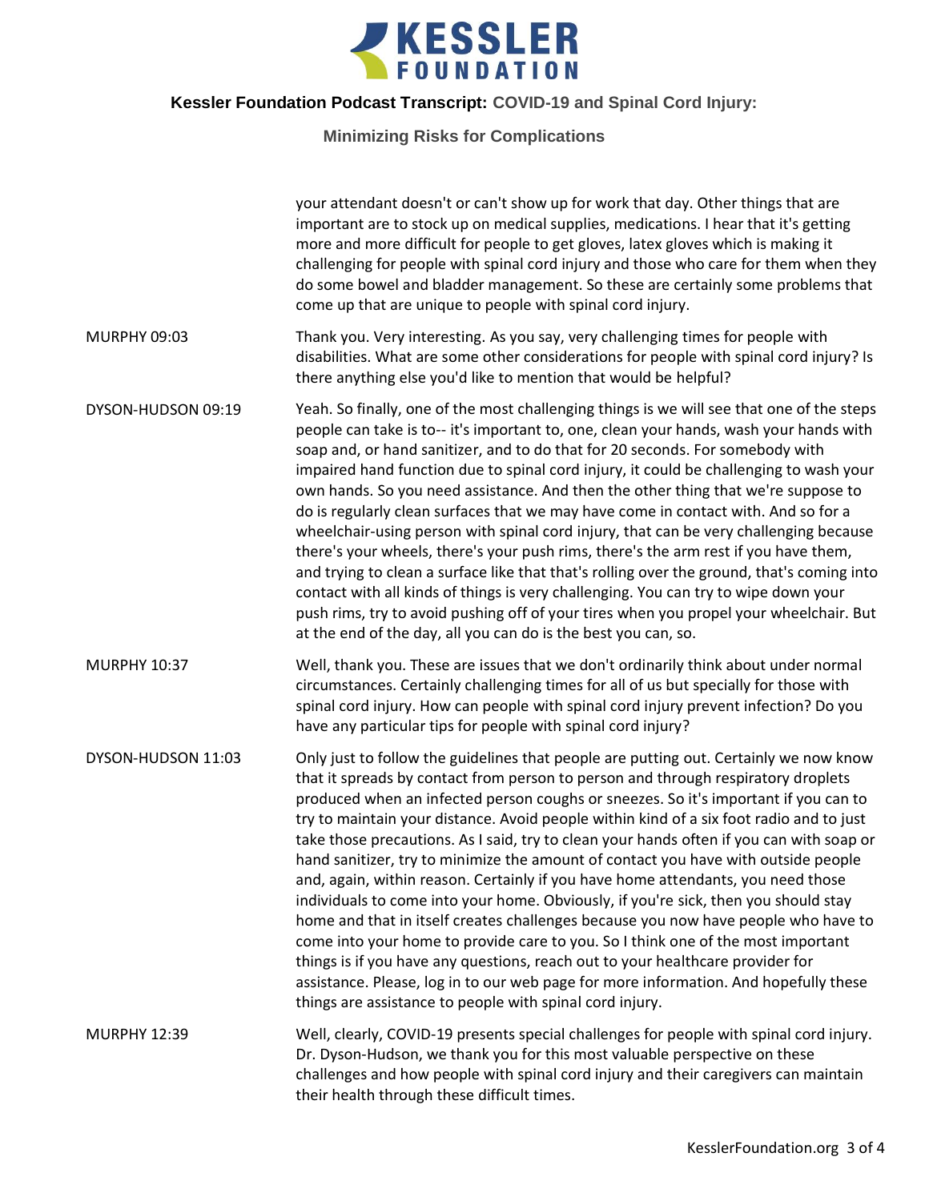your attendant doesn't or can't show up for work that day. Other things that are important are to stock up on medical supplies, medications. I hear that it's getting more and more difficult for people to get gloves, latex gloves which is making it challenging for people with spinal cord injury and those who care for them when they do some bowel and bladder management. So these are certainly some problems that come up that are unique to people with spinal cord injury.

| | |
|---|---|
| MURPHY 09:03 | Thank you. Very interesting. As you say, very challenging times for people with disabilities. What are some other considerations for people with spinal cord injury? Is there anything else you'd like to mention that would be helpful? |
| DYSON-HUDSON 09:19 | Yeah. So finally, one of the most challenging things is we will see that one of the steps people can take is to-- it's important to, one, clean your hands, wash your hands with soap and, or hand sanitizer, and to do that for 20 seconds. For somebody with impaired hand function due to spinal cord injury, it could be challenging to wash your own hands. So you need assistance. And then the other thing that we're suppose to do is regularly clean surfaces that we may have come in contact with. And so for a wheelchair-using person with spinal cord injury, that can be very challenging because there's your wheels, there's your push rims, there's the arm rest if you have them, and trying to clean a surface like that that's rolling over the ground, that's coming into contact with all kinds of things is very challenging. You can try to wipe down your push rims, try to avoid pushing off of your tires when you propel your wheelchair. But at the end of the day, all you can do is the best you can, so. |
| MURPHY 10:37 | Well, thank you. These are issues that we don't ordinarily think about under normal circumstances. Certainly challenging times for all of us but specially for those with spinal cord injury. How can people with spinal cord injury prevent infection? Do you have any particular tips for people with spinal cord injury? |
| DYSON-HUDSON 11:03 | Only just to follow the guidelines that people are putting out. Certainly we now know that it spreads by contact from person to person and through respiratory droplets produced when an infected person coughs or sneezes. So it's important if you can to try to maintain your distance. Avoid people within kind of a six foot radio and to just take those precautions. As I said, try to clean your hands often if you can with soap or hand sanitizer, try to minimize the amount of contact you have with outside people and, again, within reason. Certainly if you have home attendants, you need those individuals to come into your home. Obviously, if you're sick, then you should stay home and that in itself creates challenges because you now have people who have to come into your home to provide care to you. So I think one of the most important things is if you have any questions, reach out to your healthcare provider for assistance. Please, log in to our web page for more information. And hopefully these things are assistance to people with spinal cord injury. |
| MURPHY 12:39 | Well, clearly, COVID-19 presents special challenges for people with spinal cord injury. Dr. Dyson-Hudson, we thank you for this most valuable perspective on these challenges and how people with spinal cord injury and their caregivers can maintain their health through these difficult times. |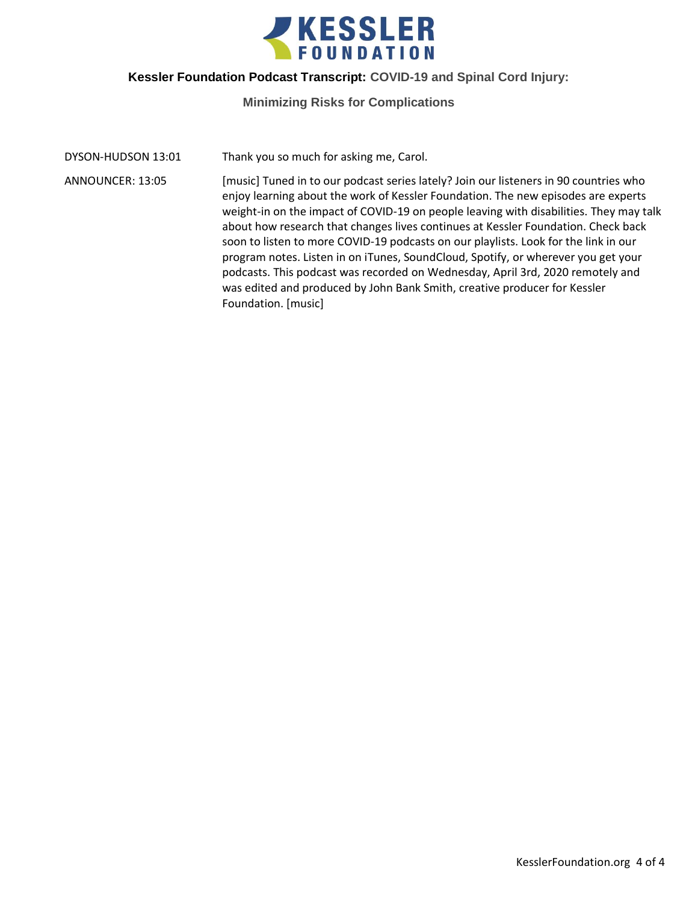DYSON-HUDSON 13:01 Thank you so much for asking me, Carol.

ANNOUNCER: 13:05 [music] Tuned in to our podcast series lately? Join our listeners in 90 countries who enjoy learning about the work of Kessler Foundation. The new episodes are experts weight-in on the impact of COVID-19 on people leaving with disabilities. They may talk about how research that changes lives continues at Kessler Foundation. Check back soon to listen to more COVID-19 podcasts on our playlists. Look for the link in our program notes. Listen in on iTunes, SoundCloud, Spotify, or wherever you get your podcasts. This podcast was recorded on Wednesday, April 3rd, 2020 remotely and was edited and produced by John Bank Smith, creative producer for Kessler Foundation. [music]